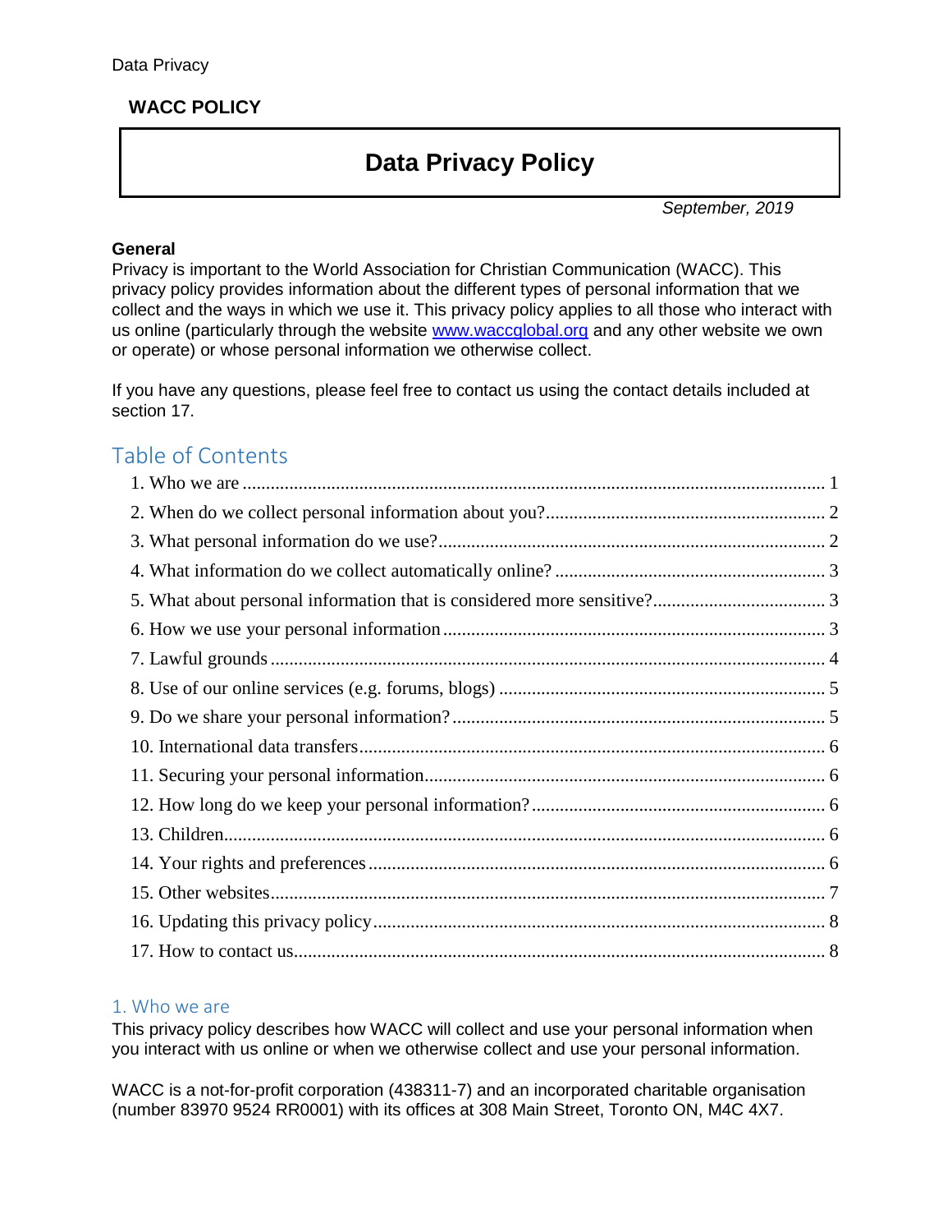WACC POLICY

# Data Privacy Policy

*September, 2019*

**General**

Privacy is important to the World Association for Christian Communication (WACC). This privacy policy provides information about the different types of personal information that we collect and the ways in which we use it. This privacy policy applies to all those who interact with us online (particularly through the website [www.waccglobal.org](http://www.waccglobal.org) and any other website we own or operate) or whose personal information we otherwise collect.

If you have any questions, please feel free to contact us using the contact details included at section 17.

## Table of Contents

1. Who we are ........ 1
2. When do we collect personal information about you? ........ 2
3. What personal information do we use? ........ 2
4. What information do we collect automatically online? ........ 3
5. What about personal information that is considered more sensitive? ........ 3
6. How we use your personal information ........ 3
7. Lawful grounds ........ 4
8. Use of our online services (e.g. forums, blogs) ........ 5
9. Do we share your personal information? ........ 5
10. International data transfers ........ 6
11. Securing your personal information ........ 6
12. How long do we keep your personal information? ........ 6
13. Children ........ 6
14. Your rights and preferences ........ 6
15. Other websites ........ 7
16. Updating this privacy policy ........ 8
17. How to contact us ........ 8

## 1. Who we are

This privacy policy describes how WACC will collect and use your personal information when you interact with us online or when we otherwise collect and use your personal information.

WACC is a not-for-profit corporation (438311-7) and an incorporated charitable organisation (number 83970 9524 RR0001) with its offices at 308 Main Street, Toronto ON, M4C 4X7.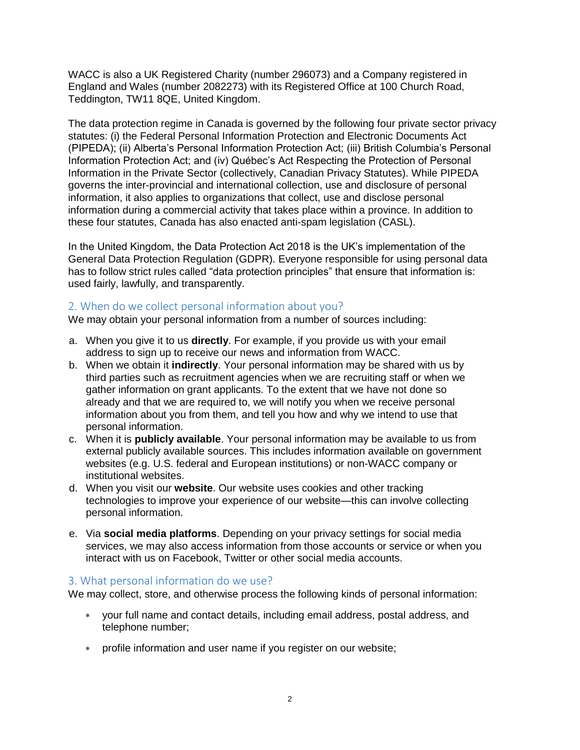WACC is also a UK Registered Charity (number 296073) and a Company registered in England and Wales (number 2082273) with its Registered Office at 100 Church Road, Teddington, TW11 8QE, United Kingdom.

The data protection regime in Canada is governed by the following four private sector privacy statutes: (i) the Federal Personal Information Protection and Electronic Documents Act (PIPEDA); (ii) Alberta's Personal Information Protection Act; (iii) British Columbia's Personal Information Protection Act; and (iv) Québec's Act Respecting the Protection of Personal Information in the Private Sector (collectively, Canadian Privacy Statutes). While PIPEDA governs the inter-provincial and international collection, use and disclosure of personal information, it also applies to organizations that collect, use and disclose personal information during a commercial activity that takes place within a province. In addition to these four statutes, Canada has also enacted anti-spam legislation (CASL).

In the United Kingdom, the Data Protection Act 2018 is the UK's implementation of the General Data Protection Regulation (GDPR). Everyone responsible for using personal data has to follow strict rules called "data protection principles" that ensure that information is: used fairly, lawfully, and transparently.

## 2. When do we collect personal information about you?

We may obtain your personal information from a number of sources including:

a. When you give it to us **directly**. For example, if you provide us with your email address to sign up to receive our news and information from WACC.
b. When we obtain it **indirectly**. Your personal information may be shared with us by third parties such as recruitment agencies when we are recruiting staff or when we gather information on grant applicants. To the extent that we have not done so already and that we are required to, we will notify you when we receive personal information about you from them, and tell you how and why we intend to use that personal information.
c. When it is **publicly available**. Your personal information may be available to us from external publicly available sources. This includes information available on government websites (e.g. U.S. federal and European institutions) or non-WACC company or institutional websites.
d. When you visit our **website**. Our website uses cookies and other tracking technologies to improve your experience of our website—this can involve collecting personal information.
e. Via **social media platforms**. Depending on your privacy settings for social media services, we may also access information from those accounts or service or when you interact with us on Facebook, Twitter or other social media accounts.

## 3. What personal information do we use?

We may collect, store, and otherwise process the following kinds of personal information:

- your full name and contact details, including email address, postal address, and telephone number;
- profile information and user name if you register on our website;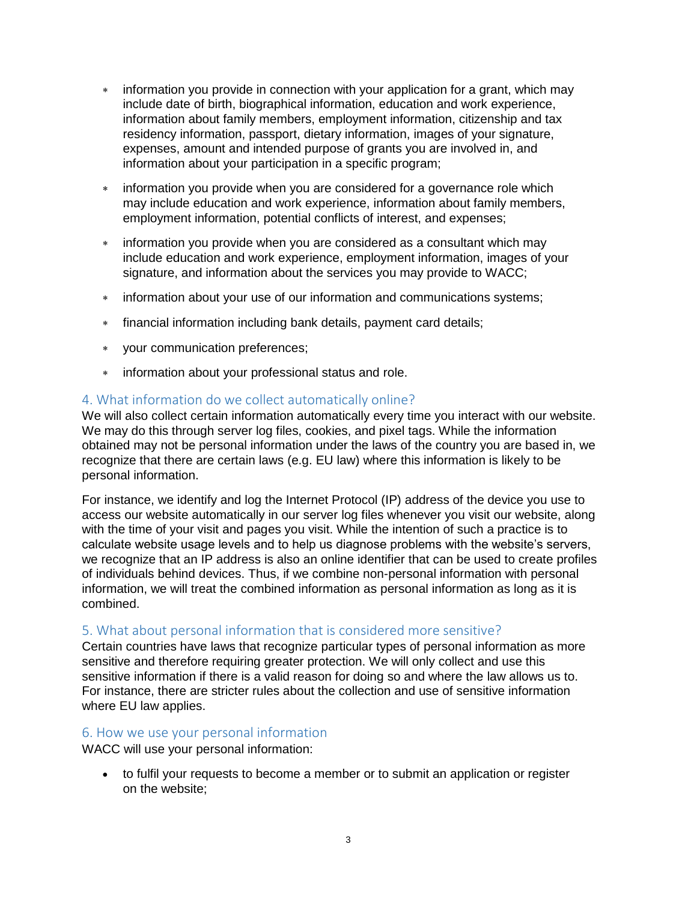- information you provide in connection with your application for a grant, which may include date of birth, biographical information, education and work experience, information about family members, employment information, citizenship and tax residency information, passport, dietary information, images of your signature, expenses, amount and intended purpose of grants you are involved in, and information about your participation in a specific program;
- information you provide when you are considered for a governance role which may include education and work experience, information about family members, employment information, potential conflicts of interest, and expenses;
- information you provide when you are considered as a consultant which may include education and work experience, employment information, images of your signature, and information about the services you may provide to WACC;
- information about your use of our information and communications systems;
- financial information including bank details, payment card details;
- your communication preferences;
- information about your professional status and role.

## 4. What information do we collect automatically online?

We will also collect certain information automatically every time you interact with our website. We may do this through server log files, cookies, and pixel tags. While the information obtained may not be personal information under the laws of the country you are based in, we recognize that there are certain laws (e.g. EU law) where this information is likely to be personal information.

For instance, we identify and log the Internet Protocol (IP) address of the device you use to access our website automatically in our server log files whenever you visit our website, along with the time of your visit and pages you visit. While the intention of such a practice is to calculate website usage levels and to help us diagnose problems with the website's servers, we recognize that an IP address is also an online identifier that can be used to create profiles of individuals behind devices. Thus, if we combine non-personal information with personal information, we will treat the combined information as personal information as long as it is combined.

## 5. What about personal information that is considered more sensitive?

Certain countries have laws that recognize particular types of personal information as more sensitive and therefore requiring greater protection. We will only collect and use this sensitive information if there is a valid reason for doing so and where the law allows us to. For instance, there are stricter rules about the collection and use of sensitive information where EU law applies.

## 6. How we use your personal information

WACC will use your personal information:

- to fulfil your requests to become a member or to submit an application or register on the website;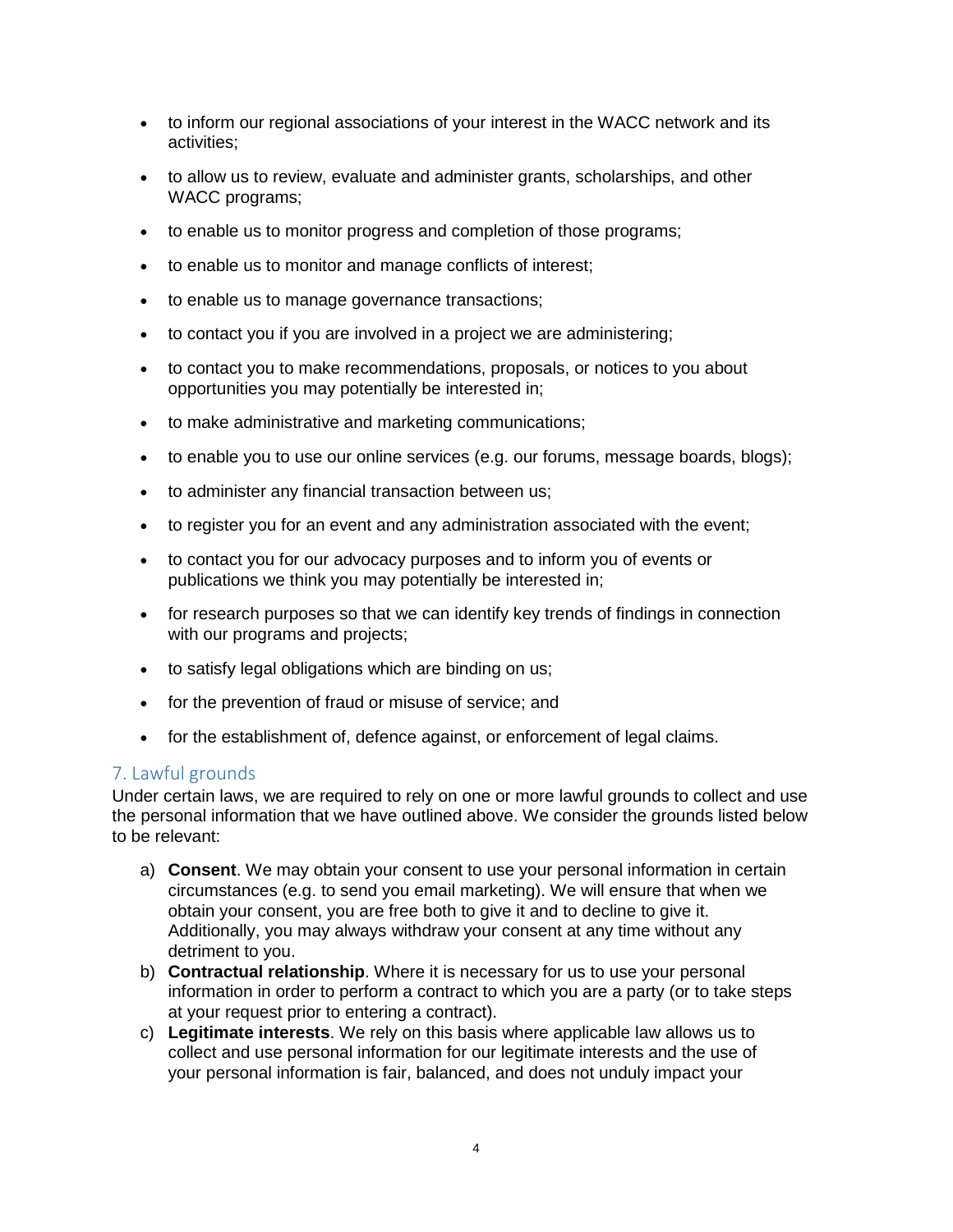- to inform our regional associations of your interest in the WACC network and its activities;
- to allow us to review, evaluate and administer grants, scholarships, and other WACC programs;
- to enable us to monitor progress and completion of those programs;
- to enable us to monitor and manage conflicts of interest;
- to enable us to manage governance transactions;
- to contact you if you are involved in a project we are administering;
- to contact you to make recommendations, proposals, or notices to you about opportunities you may potentially be interested in;
- to make administrative and marketing communications;
- to enable you to use our online services (e.g. our forums, message boards, blogs);
- to administer any financial transaction between us;
- to register you for an event and any administration associated with the event;
- to contact you for our advocacy purposes and to inform you of events or publications we think you may potentially be interested in;
- for research purposes so that we can identify key trends of findings in connection with our programs and projects;
- to satisfy legal obligations which are binding on us;
- for the prevention of fraud or misuse of service; and
- for the establishment of, defence against, or enforcement of legal claims.

## 7. Lawful grounds

Under certain laws, we are required to rely on one or more lawful grounds to collect and use the personal information that we have outlined above. We consider the grounds listed below to be relevant:

a) **Consent**. We may obtain your consent to use your personal information in certain circumstances (e.g. to send you email marketing). We will ensure that when we obtain your consent, you are free both to give it and to decline to give it. Additionally, you may always withdraw your consent at any time without any detriment to you.

b) **Contractual relationship**. Where it is necessary for us to use your personal information in order to perform a contract to which you are a party (or to take steps at your request prior to entering a contract).

c) **Legitimate interests**. We rely on this basis where applicable law allows us to collect and use personal information for our legitimate interests and the use of your personal information is fair, balanced, and does not unduly impact your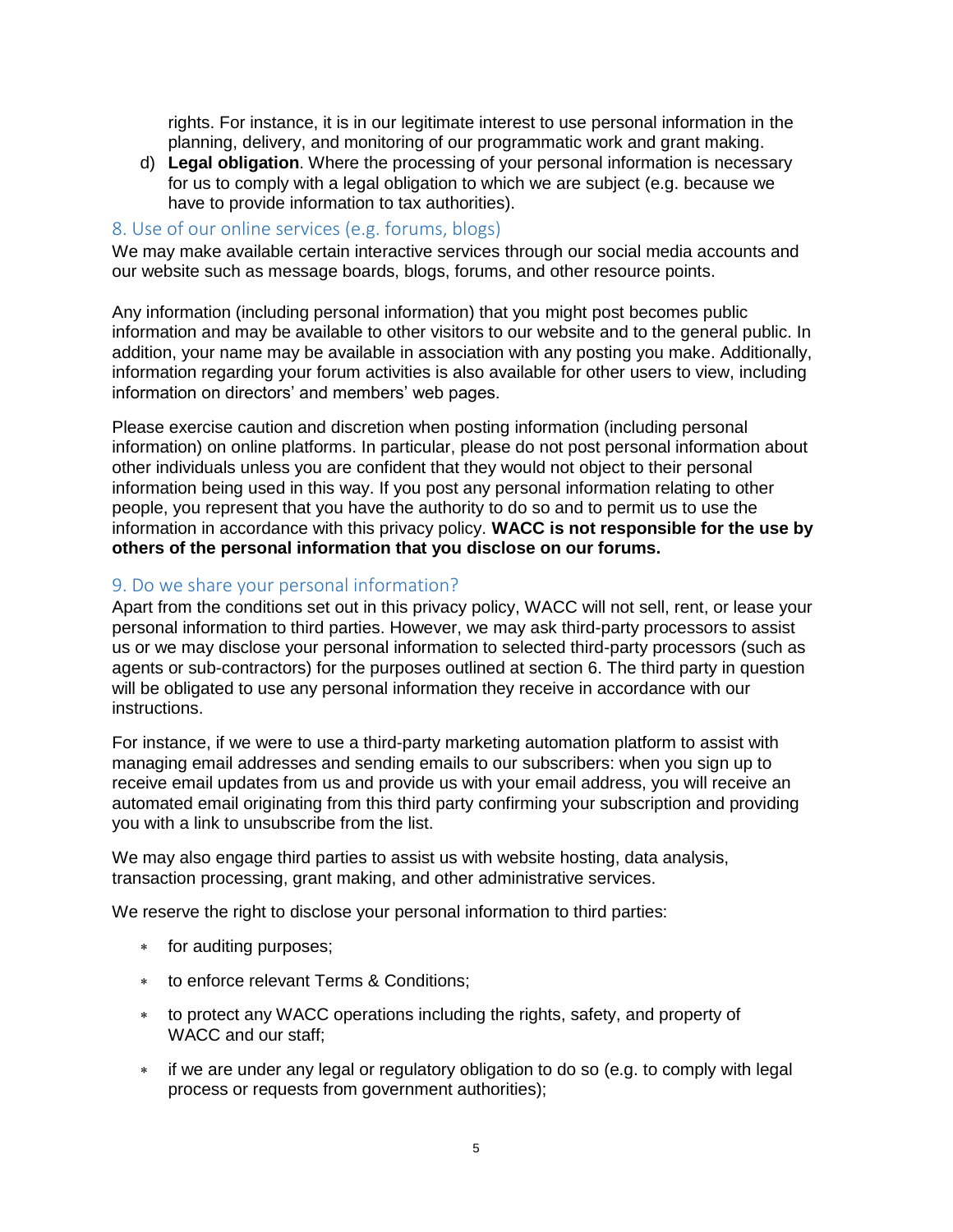rights. For instance, it is in our legitimate interest to use personal information in the planning, delivery, and monitoring of our programmatic work and grant making.

d) **Legal obligation**. Where the processing of your personal information is necessary for us to comply with a legal obligation to which we are subject (e.g. because we have to provide information to tax authorities).

## 8. Use of our online services (e.g. forums, blogs)

We may make available certain interactive services through our social media accounts and our website such as message boards, blogs, forums, and other resource points.

Any information (including personal information) that you might post becomes public information and may be available to other visitors to our website and to the general public. In addition, your name may be available in association with any posting you make. Additionally, information regarding your forum activities is also available for other users to view, including information on directors' and members' web pages.

Please exercise caution and discretion when posting information (including personal information) on online platforms. In particular, please do not post personal information about other individuals unless you are confident that they would not object to their personal information being used in this way. If you post any personal information relating to other people, you represent that you have the authority to do so and to permit us to use the information in accordance with this privacy policy. **WACC is not responsible for the use by others of the personal information that you disclose on our forums.**

## 9. Do we share your personal information?

Apart from the conditions set out in this privacy policy, WACC will not sell, rent, or lease your personal information to third parties. However, we may ask third-party processors to assist us or we may disclose your personal information to selected third-party processors (such as agents or sub-contractors) for the purposes outlined at section 6. The third party in question will be obligated to use any personal information they receive in accordance with our instructions.

For instance, if we were to use a third-party marketing automation platform to assist with managing email addresses and sending emails to our subscribers: when you sign up to receive email updates from us and provide us with your email address, you will receive an automated email originating from this third party confirming your subscription and providing you with a link to unsubscribe from the list.

We may also engage third parties to assist us with website hosting, data analysis, transaction processing, grant making, and other administrative services.

We reserve the right to disclose your personal information to third parties:

- for auditing purposes;
- to enforce relevant Terms & Conditions;
- to protect any WACC operations including the rights, safety, and property of WACC and our staff;
- if we are under any legal or regulatory obligation to do so (e.g. to comply with legal process or requests from government authorities);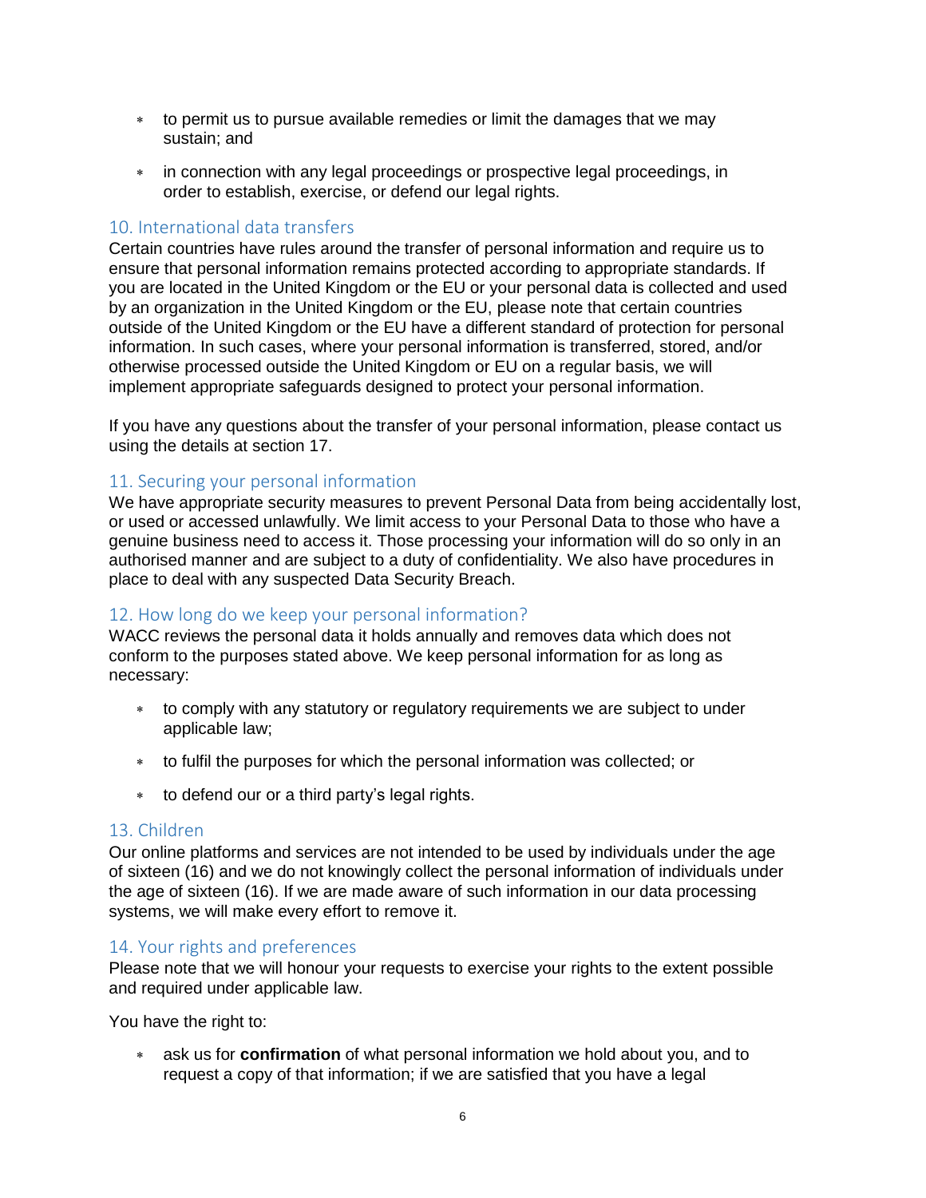- to permit us to pursue available remedies or limit the damages that we may sustain; and
- in connection with any legal proceedings or prospective legal proceedings, in order to establish, exercise, or defend our legal rights.

## 10. International data transfers

Certain countries have rules around the transfer of personal information and require us to ensure that personal information remains protected according to appropriate standards. If you are located in the United Kingdom or the EU or your personal data is collected and used by an organization in the United Kingdom or the EU, please note that certain countries outside of the United Kingdom or the EU have a different standard of protection for personal information. In such cases, where your personal information is transferred, stored, and/or otherwise processed outside the United Kingdom or EU on a regular basis, we will implement appropriate safeguards designed to protect your personal information.

If you have any questions about the transfer of your personal information, please contact us using the details at section 17.

## 11. Securing your personal information

We have appropriate security measures to prevent Personal Data from being accidentally lost, or used or accessed unlawfully. We limit access to your Personal Data to those who have a genuine business need to access it. Those processing your information will do so only in an authorised manner and are subject to a duty of confidentiality. We also have procedures in place to deal with any suspected Data Security Breach.

## 12. How long do we keep your personal information?

WACC reviews the personal data it holds annually and removes data which does not conform to the purposes stated above. We keep personal information for as long as necessary:

- to comply with any statutory or regulatory requirements we are subject to under applicable law;
- to fulfil the purposes for which the personal information was collected; or
- to defend our or a third party's legal rights.

## 13. Children

Our online platforms and services are not intended to be used by individuals under the age of sixteen (16) and we do not knowingly collect the personal information of individuals under the age of sixteen (16). If we are made aware of such information in our data processing systems, we will make every effort to remove it.

## 14. Your rights and preferences

Please note that we will honour your requests to exercise your rights to the extent possible and required under applicable law.

You have the right to:

- ask us for **confirmation** of what personal information we hold about you, and to request a copy of that information; if we are satisfied that you have a legal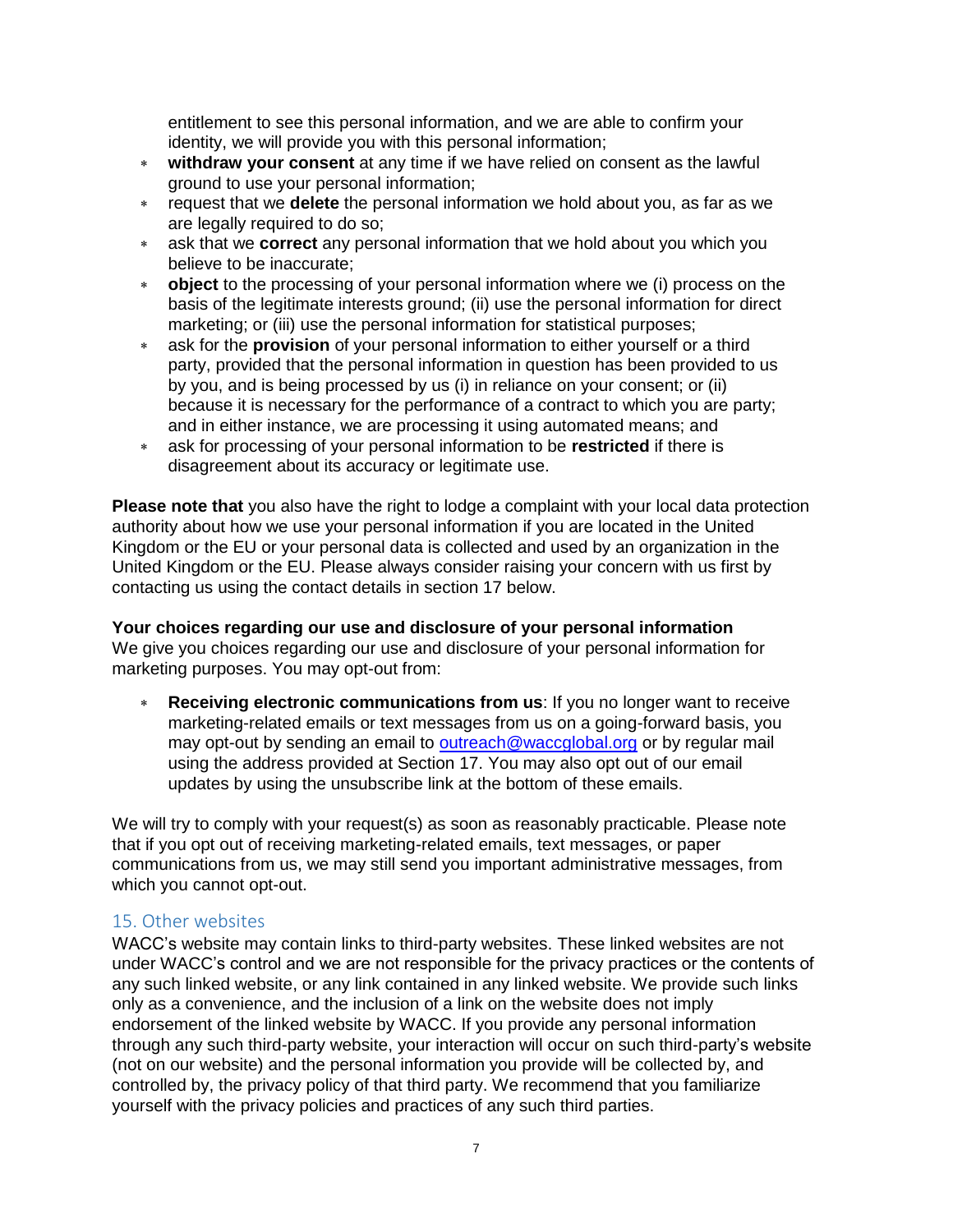entitlement to see this personal information, and we are able to confirm your identity, we will provide you with this personal information;

- **withdraw your consent** at any time if we have relied on consent as the lawful ground to use your personal information;
- request that we **delete** the personal information we hold about you, as far as we are legally required to do so;
- ask that we **correct** any personal information that we hold about you which you believe to be inaccurate;
- **object** to the processing of your personal information where we (i) process on the basis of the legitimate interests ground; (ii) use the personal information for direct marketing; or (iii) use the personal information for statistical purposes;
- ask for the **provision** of your personal information to either yourself or a third party, provided that the personal information in question has been provided to us by you, and is being processed by us (i) in reliance on your consent; or (ii) because it is necessary for the performance of a contract to which you are party; and in either instance, we are processing it using automated means; and
- ask for processing of your personal information to be **restricted** if there is disagreement about its accuracy or legitimate use.

**Please note that** you also have the right to lodge a complaint with your local data protection authority about how we use your personal information if you are located in the United Kingdom or the EU or your personal data is collected and used by an organization in the United Kingdom or the EU. Please always consider raising your concern with us first by contacting us using the contact details in section 17 below.

**Your choices regarding our use and disclosure of your personal information**
We give you choices regarding our use and disclosure of your personal information for marketing purposes. You may opt-out from:

- **Receiving electronic communications from us**: If you no longer want to receive marketing-related emails or text messages from us on a going-forward basis, you may opt-out by sending an email to [outreach@waccglobal.org](mailto:outreach@waccglobal.org) or by regular mail using the address provided at Section 17. You may also opt out of our email updates by using the unsubscribe link at the bottom of these emails.

We will try to comply with your request(s) as soon as reasonably practicable. Please note that if you opt out of receiving marketing-related emails, text messages, or paper communications from us, we may still send you important administrative messages, from which you cannot opt-out.

## 15. Other websites

WACC's website may contain links to third-party websites. These linked websites are not under WACC's control and we are not responsible for the privacy practices or the contents of any such linked website, or any link contained in any linked website. We provide such links only as a convenience, and the inclusion of a link on the website does not imply endorsement of the linked website by WACC. If you provide any personal information through any such third-party website, your interaction will occur on such third-party's website (not on our website) and the personal information you provide will be collected by, and controlled by, the privacy policy of that third party. We recommend that you familiarize yourself with the privacy policies and practices of any such third parties.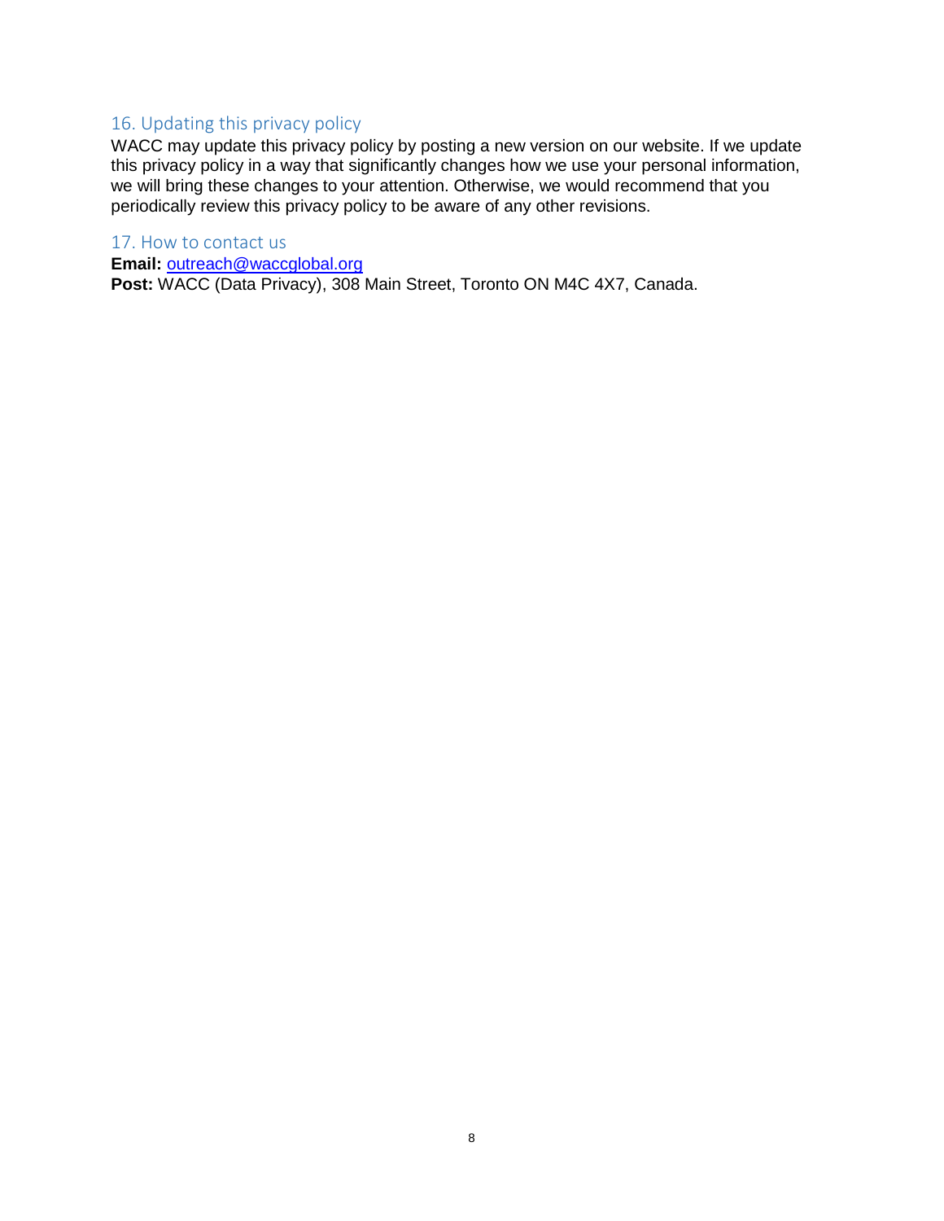## 16. Updating this privacy policy

WACC may update this privacy policy by posting a new version on our website. If we update this privacy policy in a way that significantly changes how we use your personal information, we will bring these changes to your attention. Otherwise, we would recommend that you periodically review this privacy policy to be aware of any other revisions.

## 17. How to contact us

**Email:** outreach@waccglobal.org
**Post:** WACC (Data Privacy), 308 Main Street, Toronto ON M4C 4X7, Canada.